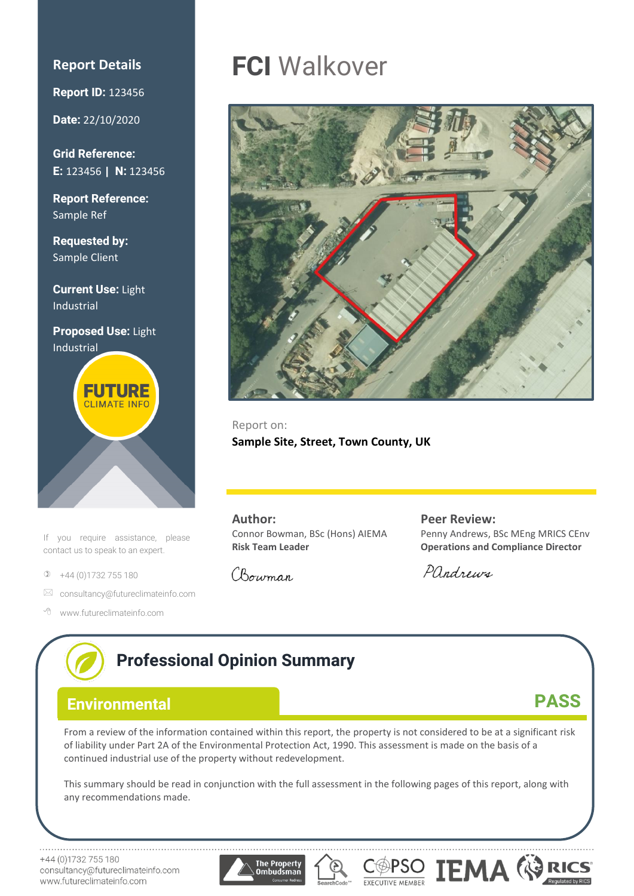# FCI Walkover

## Report Details

**Report ID:** 123456

**Date:** 22/10/2020

**Grid Reference:**
**E:** 123456 | **N:** 123456

**Report Reference:**
Sample Ref

**Requested by:**
Sample Client

**Current Use:** Light Industrial

**Proposed Use:** Light Industrial

FUTURE CLIMATE INFO

Report on:

**Sample Site, Street, Town County, UK**

If you require assistance, please contact us to speak to an expert.

+44 (0)1732 755 180

consultancy@futureclimateinfo.com

www.futureclimateinfo.com

**Author:**
Connor Bowman, BSc (Hons) AIEMA
**Risk Team Leader**

CBowman

**Peer Review:**
Penny Andrews, BSc MEng MRICS CEnv
**Operations and Compliance Director**

PAndrews

## Professional Opinion Summary

### Environmental — PASS

From a review of the information contained within this report, the property is not considered to be at a significant risk of liability under Part 2A of the Environmental Protection Act, 1990. This assessment is made on the basis of a continued industrial use of the property without redevelopment.

This summary should be read in conjunction with the full assessment in the following pages of this report, along with any recommendations made.

+44 (0)1732 755 180
consultancy@futureclimateinfo.com
www.futureclimateinfo.com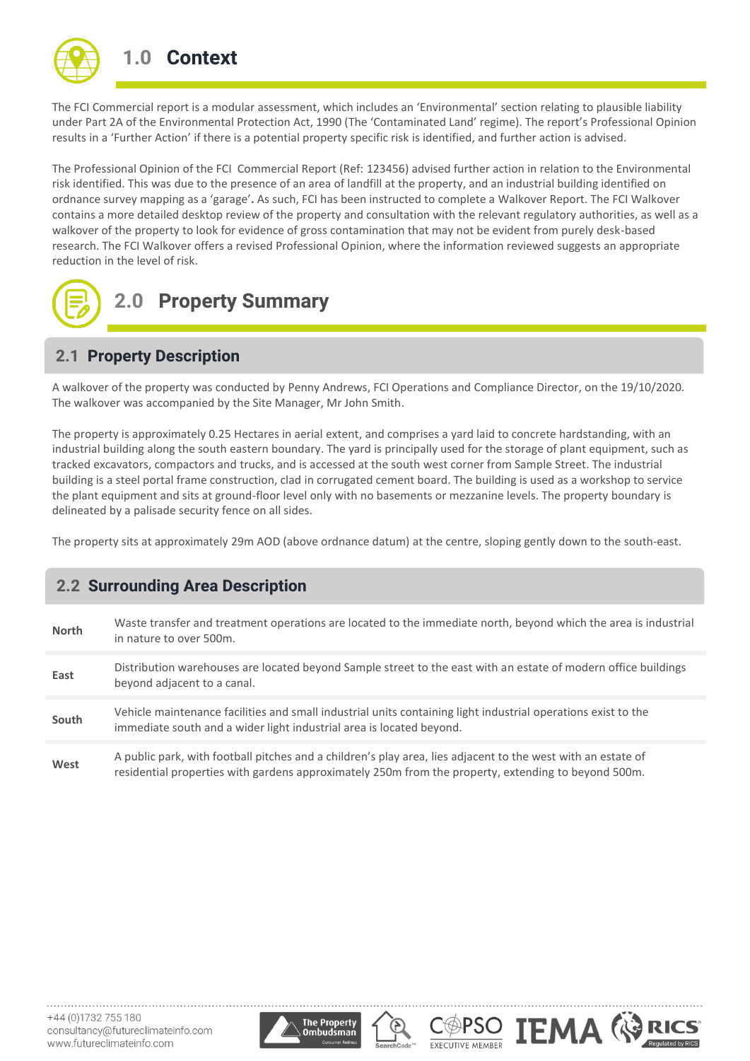# 1.0 Context

The FCI Commercial report is a modular assessment, which includes an 'Environmental' section relating to plausible liability under Part 2A of the Environmental Protection Act, 1990 (The 'Contaminated Land' regime). The report's Professional Opinion results in a 'Further Action' if there is a potential property specific risk is identified, and further action is advised.

The Professional Opinion of the FCI Commercial Report (Ref: 123456) advised further action in relation to the Environmental risk identified. This was due to the presence of an area of landfill at the property, and an industrial building identified on ordnance survey mapping as a 'garage'**.** As such, FCI has been instructed to complete a Walkover Report. The FCI Walkover contains a more detailed desktop review of the property and consultation with the relevant regulatory authorities, as well as a walkover of the property to look for evidence of gross contamination that may not be evident from purely desk-based research. The FCI Walkover offers a revised Professional Opinion, where the information reviewed suggests an appropriate reduction in the level of risk.

# 2.0 Property Summary

## 2.1 Property Description

A walkover of the property was conducted by Penny Andrews, FCI Operations and Compliance Director, on the 19/10/2020. The walkover was accompanied by the Site Manager, Mr John Smith.

The property is approximately 0.25 Hectares in aerial extent, and comprises a yard laid to concrete hardstanding, with an industrial building along the south eastern boundary. The yard is principally used for the storage of plant equipment, such as tracked excavators, compactors and trucks, and is accessed at the south west corner from Sample Street. The industrial building is a steel portal frame construction, clad in corrugated cement board. The building is used as a workshop to service the plant equipment and sits at ground-floor level only with no basements or mezzanine levels. The property boundary is delineated by a palisade security fence on all sides.

The property sits at approximately 29m AOD (above ordnance datum) at the centre, sloping gently down to the south-east.

## 2.2 Surrounding Area Description

| | |
|---|---|
| **North** | Waste transfer and treatment operations are located to the immediate north, beyond which the area is industrial in nature to over 500m. |
| **East** | Distribution warehouses are located beyond Sample street to the east with an estate of modern office buildings beyond adjacent to a canal. |
| **South** | Vehicle maintenance facilities and small industrial units containing light industrial operations exist to the immediate south and a wider light industrial area is located beyond. |
| **West** | A public park, with football pitches and a children's play area, lies adjacent to the west with an estate of residential properties with gardens approximately 250m from the property, extending to beyond 500m. |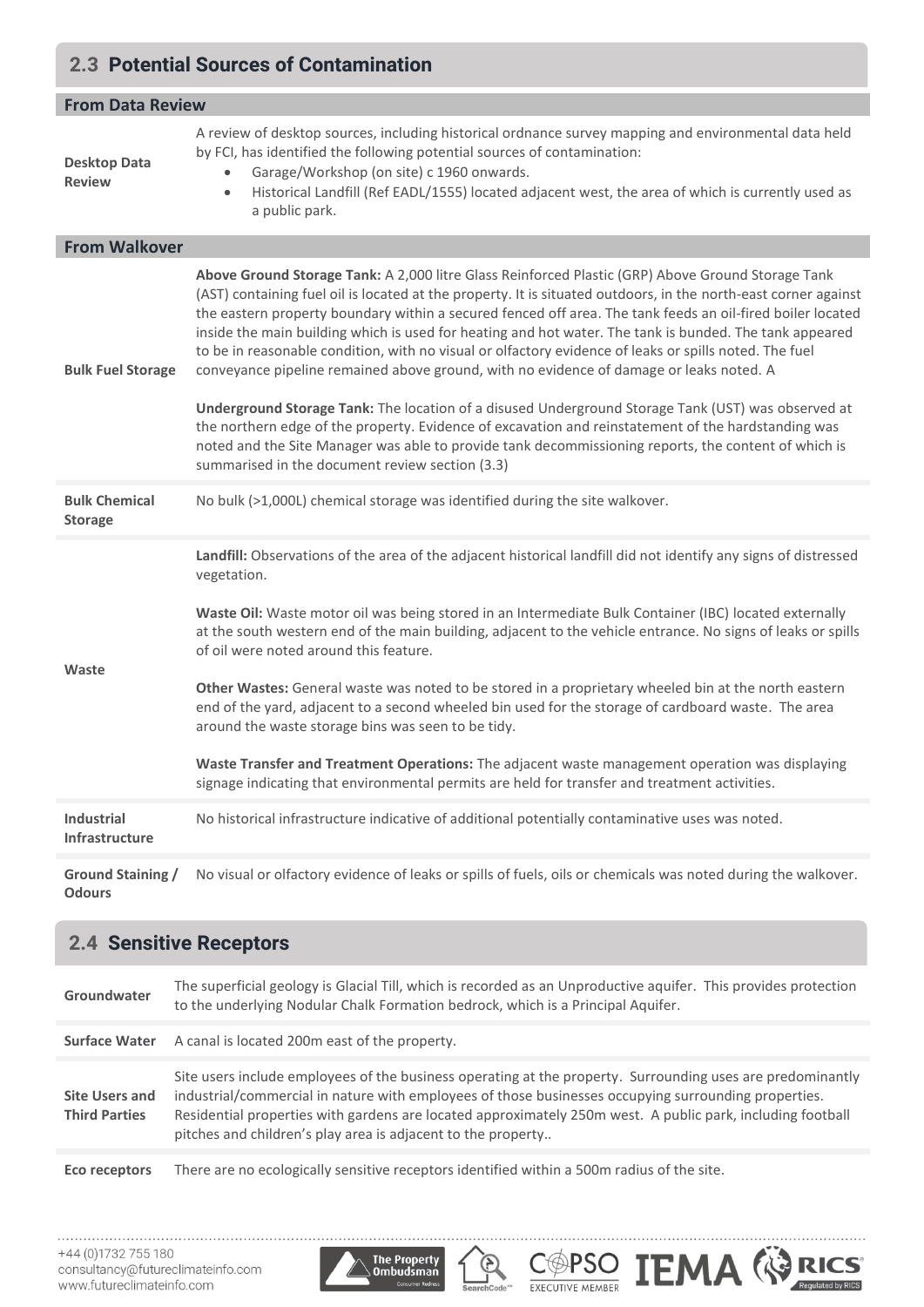## 2.3 Potential Sources of Contamination

### From Data Review

| | |
|---|---|
| **Desktop Data Review** | A review of desktop sources, including historical ordnance survey mapping and environmental data held by FCI, has identified the following potential sources of contamination:<br>• Garage/Workshop (on site) c 1960 onwards.<br>• Historical Landfill (Ref EADL/1555) located adjacent west, the area of which is currently used as a public park. |

### From Walkover

| | |
|---|---|
| **Bulk Fuel Storage** | **Above Ground Storage Tank:** A 2,000 litre Glass Reinforced Plastic (GRP) Above Ground Storage Tank (AST) containing fuel oil is located at the property. It is situated outdoors, in the north-east corner against the eastern property boundary within a secured fenced off area. The tank feeds an oil-fired boiler located inside the main building which is used for heating and hot water. The tank is bunded. The tank appeared to be in reasonable condition, with no visual or olfactory evidence of leaks or spills noted. The fuel conveyance pipeline remained above ground, with no evidence of damage or leaks noted. A<br><br>**Underground Storage Tank:** The location of a disused Underground Storage Tank (UST) was observed at the northern edge of the property. Evidence of excavation and reinstatement of the hardstanding was noted and the Site Manager was able to provide tank decommissioning reports, the content of which is summarised in the document review section (3.3) |
| **Bulk Chemical Storage** | No bulk (>1,000L) chemical storage was identified during the site walkover. |
| **Waste** | **Landfill:** Observations of the area of the adjacent historical landfill did not identify any signs of distressed vegetation.<br><br>**Waste Oil:** Waste motor oil was being stored in an Intermediate Bulk Container (IBC) located externally at the south western end of the main building, adjacent to the vehicle entrance. No signs of leaks or spills of oil were noted around this feature.<br><br>**Other Wastes:** General waste was noted to be stored in a proprietary wheeled bin at the north eastern end of the yard, adjacent to a second wheeled bin used for the storage of cardboard waste. The area around the waste storage bins was seen to be tidy.<br><br>**Waste Transfer and Treatment Operations:** The adjacent waste management operation was displaying signage indicating that environmental permits are held for transfer and treatment activities. |
| **Industrial Infrastructure** | No historical infrastructure indicative of additional potentially contaminative uses was noted. |
| **Ground Staining / Odours** | No visual or olfactory evidence of leaks or spills of fuels, oils or chemicals was noted during the walkover. |

## 2.4 Sensitive Receptors

| | |
|---|---|
| **Groundwater** | The superficial geology is Glacial Till, which is recorded as an Unproductive aquifer. This provides protection to the underlying Nodular Chalk Formation bedrock, which is a Principal Aquifer. |
| **Surface Water** | A canal is located 200m east of the property. |
| **Site Users and Third Parties** | Site users include employees of the business operating at the property. Surrounding uses are predominantly industrial/commercial in nature with employees of those businesses occupying surrounding properties. Residential properties with gardens are located approximately 250m west. A public park, including football pitches and children's play area is adjacent to the property.. |
| **Eco receptors** | There are no ecologically sensitive receptors identified within a 500m radius of the site. |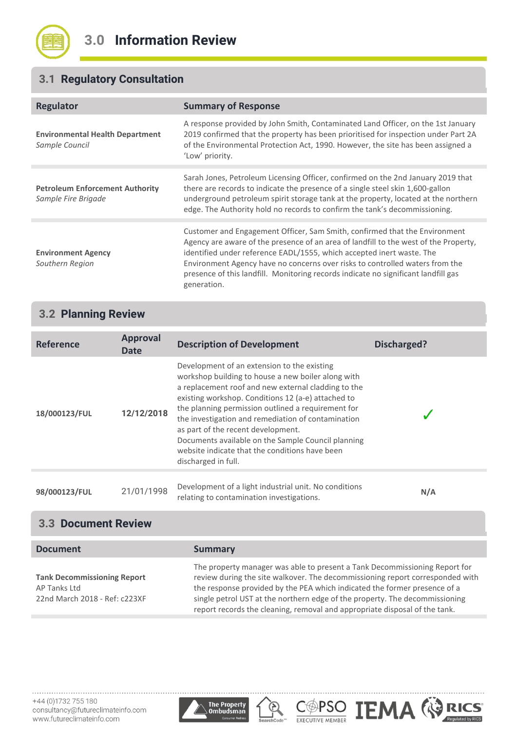# 3.0 Information Review

## 3.1 Regulatory Consultation

| Regulator | Summary of Response |
|---|---|
| **Environmental Health Department** *Sample Council* | A response provided by John Smith, Contaminated Land Officer, on the 1st January 2019 confirmed that the property has been prioritised for inspection under Part 2A of the Environmental Protection Act, 1990. However, the site has been assigned a 'Low' priority. |
| **Petroleum Enforcement Authority** *Sample Fire Brigade* | Sarah Jones, Petroleum Licensing Officer, confirmed on the 2nd January 2019 that there are records to indicate the presence of a single steel skin 1,600-gallon underground petroleum spirit storage tank at the property, located at the northern edge. The Authority hold no records to confirm the tank's decommissioning. |
| **Environment Agency** *Southern Region* | Customer and Engagement Officer, Sam Smith, confirmed that the Environment Agency are aware of the presence of an area of landfill to the west of the Property, identified under reference EADL/1555, which accepted inert waste. The Environment Agency have no concerns over risks to controlled waters from the presence of this landfill. Monitoring records indicate no significant landfill gas generation. |

## 3.2 Planning Review

| Reference | Approval Date | Description of Development | Discharged? |
|---|---|---|---|
| **18/000123/FUL** | **12/12/2018** | Development of an extension to the existing workshop building to house a new boiler along with a replacement roof and new external cladding to the existing workshop. Conditions 12 (a-e) attached to the planning permission outlined a requirement for the investigation and remediation of contamination as part of the recent development. Documents available on the Sample Council planning website indicate that the conditions have been discharged in full. | ✓ |
| **98/000123/FUL** | 21/01/1998 | Development of a light industrial unit. No conditions relating to contamination investigations. | N/A |

## 3.3 Document Review

| Document | Summary |
|---|---|
| **Tank Decommissioning Report** AP Tanks Ltd 22nd March 2018 - Ref: c223XF | The property manager was able to present a Tank Decommissioning Report for review during the site walkover. The decommissioning report corresponded with the response provided by the PEA which indicated the former presence of a single petrol UST at the northern edge of the property. The decommissioning report records the cleaning, removal and appropriate disposal of the tank. |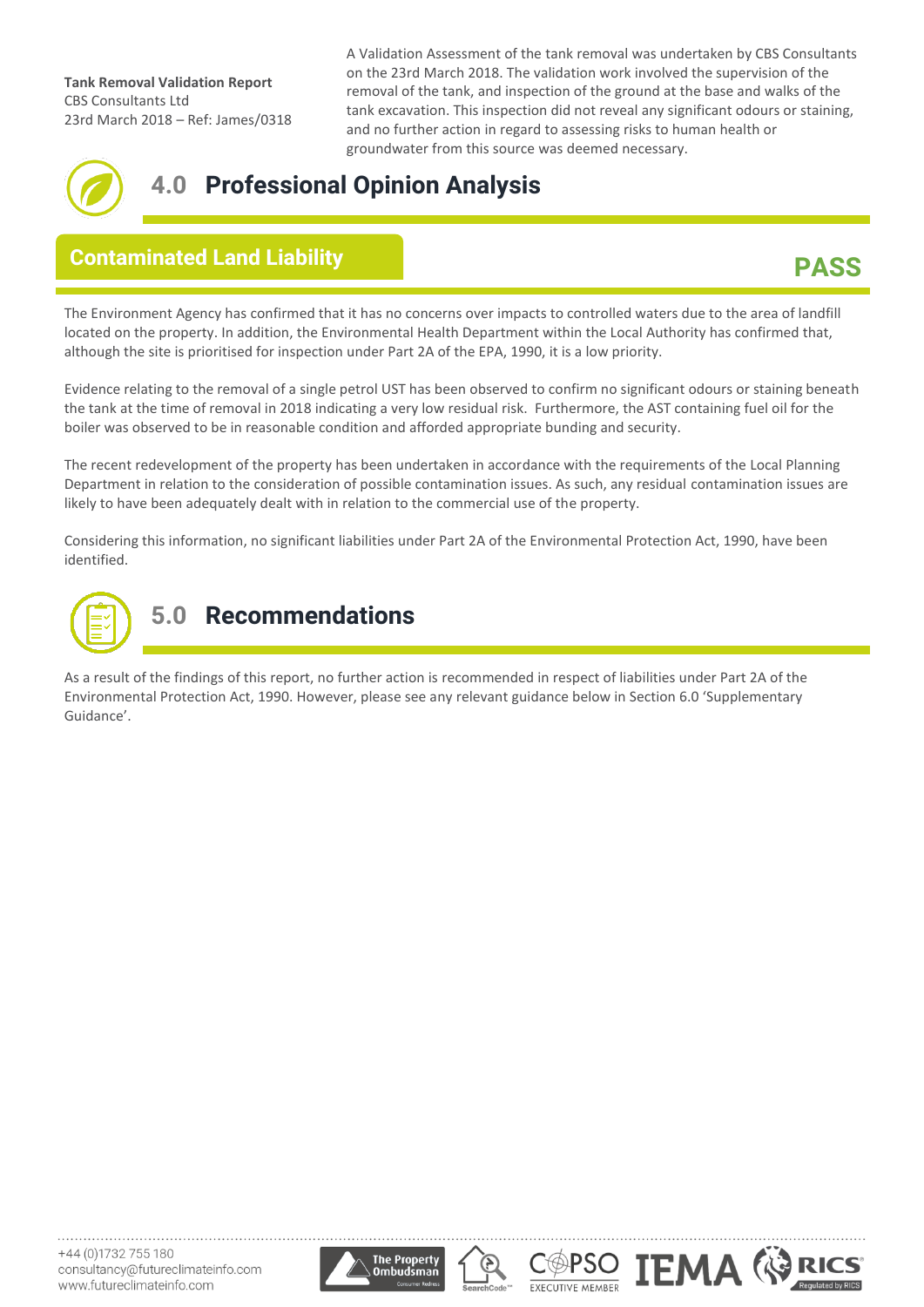| | |
|---|---|
| **Tank Removal Validation Report**<br>CBS Consultants Ltd<br>23rd March 2018 – Ref: James/0318 | A Validation Assessment of the tank removal was undertaken by CBS Consultants on the 23rd March 2018. The validation work involved the supervision of the removal of the tank, and inspection of the ground at the base and walks of the tank excavation. This inspection did not reveal any significant odours or staining, and no further action in regard to assessing risks to human health or groundwater from this source was deemed necessary. |

# 4.0 Professional Opinion Analysis

## Contaminated Land Liability

**PASS**

The Environment Agency has confirmed that it has no concerns over impacts to controlled waters due to the area of landfill located on the property. In addition, the Environmental Health Department within the Local Authority has confirmed that, although the site is prioritised for inspection under Part 2A of the EPA, 1990, it is a low priority.

Evidence relating to the removal of a single petrol UST has been observed to confirm no significant odours or staining beneath the tank at the time of removal in 2018 indicating a very low residual risk. Furthermore, the AST containing fuel oil for the boiler was observed to be in reasonable condition and afforded appropriate bunding and security.

The recent redevelopment of the property has been undertaken in accordance with the requirements of the Local Planning Department in relation to the consideration of possible contamination issues. As such, any residual contamination issues are likely to have been adequately dealt with in relation to the commercial use of the property.

Considering this information, no significant liabilities under Part 2A of the Environmental Protection Act, 1990, have been identified.

# 5.0 Recommendations

As a result of the findings of this report, no further action is recommended in respect of liabilities under Part 2A of the Environmental Protection Act, 1990. However, please see any relevant guidance below in Section 6.0 'Supplementary Guidance'.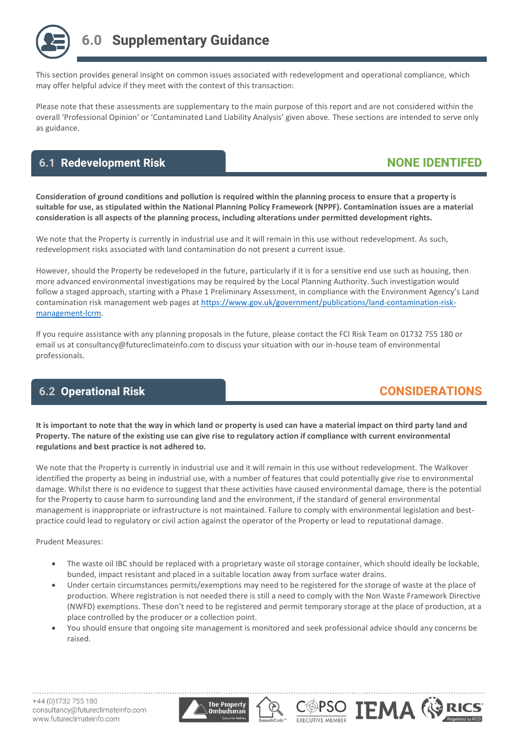# 6.0 Supplementary Guidance

This section provides general insight on common issues associated with redevelopment and operational compliance, which may offer helpful advice if they meet with the context of this transaction:

Please note that these assessments are supplementary to the main purpose of this report and are not considered within the overall 'Professional Opinion' or 'Contaminated Land Liability Analysis' given above. These sections are intended to serve only as guidance.

## 6.1 Redevelopment Risk — NONE IDENTIFED

**Consideration of ground conditions and pollution is required within the planning process to ensure that a property is suitable for use, as stipulated within the National Planning Policy Framework (NPPF). Contamination issues are a material consideration is all aspects of the planning process, including alterations under permitted development rights.**

We note that the Property is currently in industrial use and it will remain in this use without redevelopment. As such, redevelopment risks associated with land contamination do not present a current issue.

However, should the Property be redeveloped in the future, particularly if it is for a sensitive end use such as housing, then more advanced environmental investigations may be required by the Local Planning Authority. Such investigation would follow a staged approach, starting with a Phase 1 Preliminary Assessment, in compliance with the Environment Agency's Land contamination risk management web pages at [https://www.gov.uk/government/publications/land-contamination-risk-management-lcrm](https://www.gov.uk/government/publications/land-contamination-risk-management-lcrm).

If you require assistance with any planning proposals in the future, please contact the FCI Risk Team on 01732 755 180 or email us at consultancy@futureclimateinfo.com to discuss your situation with our in-house team of environmental professionals.

## 6.2 Operational Risk — CONSIDERATIONS

**It is important to note that the way in which land or property is used can have a material impact on third party land and Property. The nature of the existing use can give rise to regulatory action if compliance with current environmental regulations and best practice is not adhered to.**

We note that the Property is currently in industrial use and it will remain in this use without redevelopment. The Walkover identified the property as being in industrial use, with a number of features that could potentially give rise to environmental damage. Whilst there is no evidence to suggest that these activities have caused environmental damage, there is the potential for the Property to cause harm to surrounding land and the environment, if the standard of general environmental management is inappropriate or infrastructure is not maintained. Failure to comply with environmental legislation and best-practice could lead to regulatory or civil action against the operator of the Property or lead to reputational damage.

Prudent Measures:

- The waste oil IBC should be replaced with a proprietary waste oil storage container, which should ideally be lockable, bunded, impact resistant and placed in a suitable location away from surface water drains.
- Under certain circumstances permits/exemptions may need to be registered for the storage of waste at the place of production. Where registration is not needed there is still a need to comply with the Non Waste Framework Directive (NWFD) exemptions. These don't need to be registered and permit temporary storage at the place of production, at a place controlled by the producer or a collection point.
- You should ensure that ongoing site management is monitored and seek professional advice should any concerns be raised.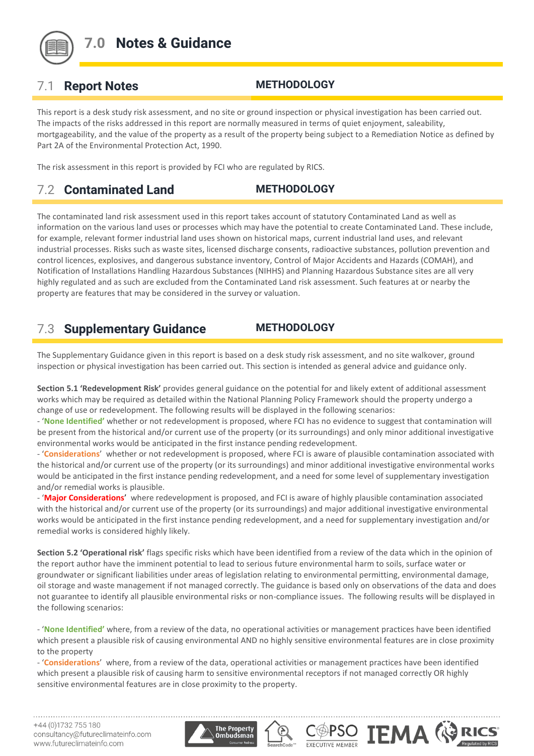# 7.0 Notes & Guidance

## 7.1 Report Notes

**METHODOLOGY**

This report is a desk study risk assessment, and no site or ground inspection or physical investigation has been carried out. The impacts of the risks addressed in this report are normally measured in terms of quiet enjoyment, saleability, mortgageability, and the value of the property as a result of the property being subject to a Remediation Notice as defined by Part 2A of the Environmental Protection Act, 1990.

The risk assessment in this report is provided by FCI who are regulated by RICS.

## 7.2 Contaminated Land

**METHODOLOGY**

The contaminated land risk assessment used in this report takes account of statutory Contaminated Land as well as information on the various land uses or processes which may have the potential to create Contaminated Land. These include, for example, relevant former industrial land uses shown on historical maps, current industrial land uses, and relevant industrial processes. Risks such as waste sites, licensed discharge consents, radioactive substances, pollution prevention and control licences, explosives, and dangerous substance inventory, Control of Major Accidents and Hazards (COMAH), and Notification of Installations Handling Hazardous Substances (NIHHS) and Planning Hazardous Substance sites are all very highly regulated and as such are excluded from the Contaminated Land risk assessment. Such features at or nearby the property are features that may be considered in the survey or valuation.

## 7.3 Supplementary Guidance

**METHODOLOGY**

The Supplementary Guidance given in this report is based on a desk study risk assessment, and no site walkover, ground inspection or physical investigation has been carried out. This section is intended as general advice and guidance only.

**Section 5.1 'Redevelopment Risk'** provides general guidance on the potential for and likely extent of additional assessment works which may be required as detailed within the National Planning Policy Framework should the property undergo a change of use or redevelopment. The following results will be displayed in the following scenarios:

- **'None Identified'** whether or not redevelopment is proposed, where FCI has no evidence to suggest that contamination will be present from the historical and/or current use of the property (or its surroundings) and only minor additional investigative environmental works would be anticipated in the first instance pending redevelopment.
- **'Considerations'** whether or not redevelopment is proposed, where FCI is aware of plausible contamination associated with the historical and/or current use of the property (or its surroundings) and minor additional investigative environmental works would be anticipated in the first instance pending redevelopment, and a need for some level of supplementary investigation and/or remedial works is plausible.
- **'Major Considerations'** where redevelopment is proposed, and FCI is aware of highly plausible contamination associated with the historical and/or current use of the property (or its surroundings) and major additional investigative environmental works would be anticipated in the first instance pending redevelopment, and a need for supplementary investigation and/or remedial works is considered highly likely.

**Section 5.2 'Operational risk'** flags specific risks which have been identified from a review of the data which in the opinion of the report author have the imminent potential to lead to serious future environmental harm to soils, surface water or groundwater or significant liabilities under areas of legislation relating to environmental permitting, environmental damage, oil storage and waste management if not managed correctly. The guidance is based only on observations of the data and does not guarantee to identify all plausible environmental risks or non-compliance issues. The following results will be displayed in the following scenarios:

- **'None Identified'** where, from a review of the data, no operational activities or management practices have been identified which present a plausible risk of causing environmental AND no highly sensitive environmental features are in close proximity to the property
- **'Considerations'** where, from a review of the data, operational activities or management practices have been identified which present a plausible risk of causing harm to sensitive environmental receptors if not managed correctly OR highly sensitive environmental features are in close proximity to the property.

+44 (0)1732 755 180
consultancy@futureclimateinfo.com
www.futureclimateinfo.com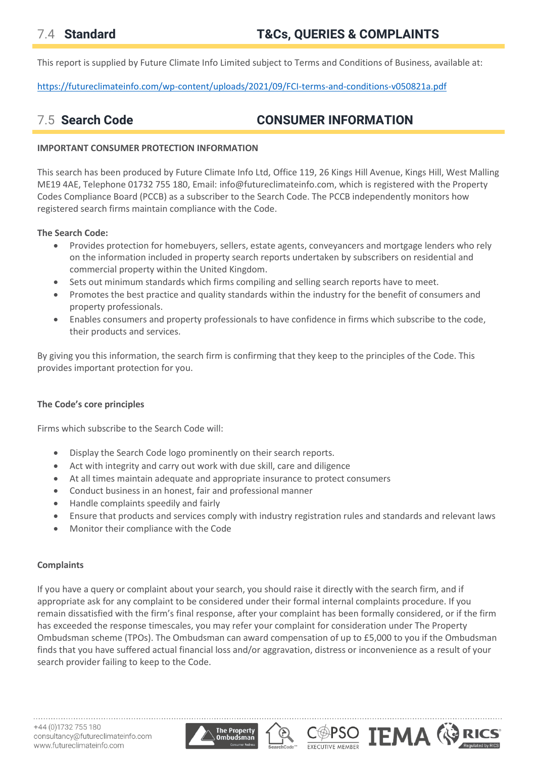## 7.4 Standard — T&Cs, QUERIES & COMPLAINTS

This report is supplied by Future Climate Info Limited subject to Terms and Conditions of Business, available at:

https://futureclimateinfo.com/wp-content/uploads/2021/09/FCI-terms-and-conditions-v050821a.pdf

## 7.5 Search Code — CONSUMER INFORMATION

**IMPORTANT CONSUMER PROTECTION INFORMATION**

This search has been produced by Future Climate Info Ltd, Office 119, 26 Kings Hill Avenue, Kings Hill, West Malling ME19 4AE, Telephone 01732 755 180, Email: info@futureclimateinfo.com, which is registered with the Property Codes Compliance Board (PCCB) as a subscriber to the Search Code. The PCCB independently monitors how registered search firms maintain compliance with the Code.

**The Search Code:**

- Provides protection for homebuyers, sellers, estate agents, conveyancers and mortgage lenders who rely on the information included in property search reports undertaken by subscribers on residential and commercial property within the United Kingdom.
- Sets out minimum standards which firms compiling and selling search reports have to meet.
- Promotes the best practice and quality standards within the industry for the benefit of consumers and property professionals.
- Enables consumers and property professionals to have confidence in firms which subscribe to the code, their products and services.

By giving you this information, the search firm is confirming that they keep to the principles of the Code. This provides important protection for you.

**The Code's core principles**

Firms which subscribe to the Search Code will:

- Display the Search Code logo prominently on their search reports.
- Act with integrity and carry out work with due skill, care and diligence
- At all times maintain adequate and appropriate insurance to protect consumers
- Conduct business in an honest, fair and professional manner
- Handle complaints speedily and fairly
- Ensure that products and services comply with industry registration rules and standards and relevant laws
- Monitor their compliance with the Code

**Complaints**

If you have a query or complaint about your search, you should raise it directly with the search firm, and if appropriate ask for any complaint to be considered under their formal internal complaints procedure. If you remain dissatisfied with the firm's final response, after your complaint has been formally considered, or if the firm has exceeded the response timescales, you may refer your complaint for consideration under The Property Ombudsman scheme (TPOs). The Ombudsman can award compensation of up to £5,000 to you if the Ombudsman finds that you have suffered actual financial loss and/or aggravation, distress or inconvenience as a result of your search provider failing to keep to the Code.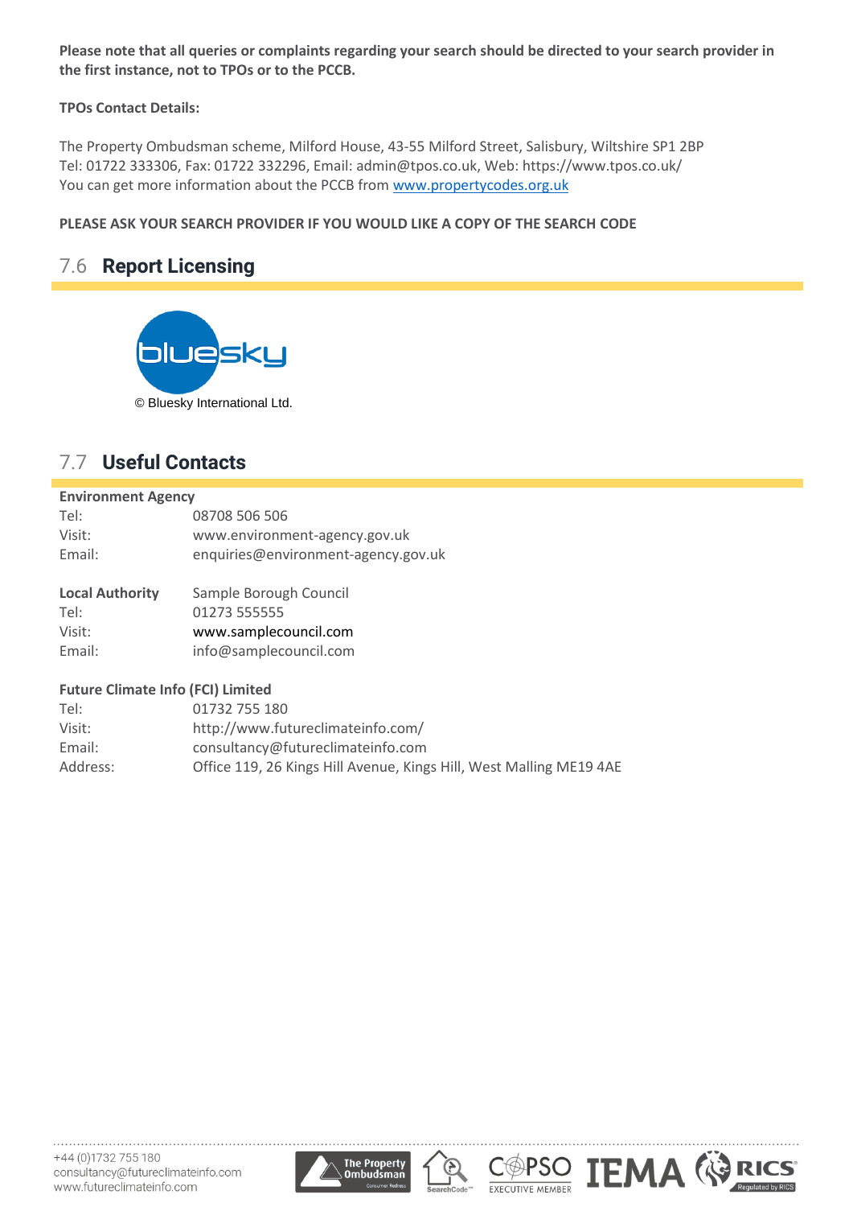**Please note that all queries or complaints regarding your search should be directed to your search provider in the first instance, not to TPOs or to the PCCB.**

**TPOs Contact Details:**

The Property Ombudsman scheme, Milford House, 43-55 Milford Street, Salisbury, Wiltshire SP1 2BP
Tel: 01722 333306, Fax: 01722 332296, Email: admin@tpos.co.uk, Web: https://www.tpos.co.uk/
You can get more information about the PCCB from www.propertycodes.org.uk

**PLEASE ASK YOUR SEARCH PROVIDER IF YOU WOULD LIKE A COPY OF THE SEARCH CODE**

## 7.6 Report Licensing

© Bluesky International Ltd.

## 7.7 Useful Contacts

**Environment Agency**
Tel: 08708 506 506
Visit: www.environment-agency.gov.uk
Email: enquiries@environment-agency.gov.uk

**Local Authority** Sample Borough Council
Tel: 01273 555555
Visit: www.samplecouncil.com
Email: info@samplecouncil.com

**Future Climate Info (FCI) Limited**
Tel: 01732 755 180
Visit: http://www.futureclimateinfo.com/
Email: consultancy@futureclimateinfo.com
Address: Office 119, 26 Kings Hill Avenue, Kings Hill, West Malling ME19 4AE